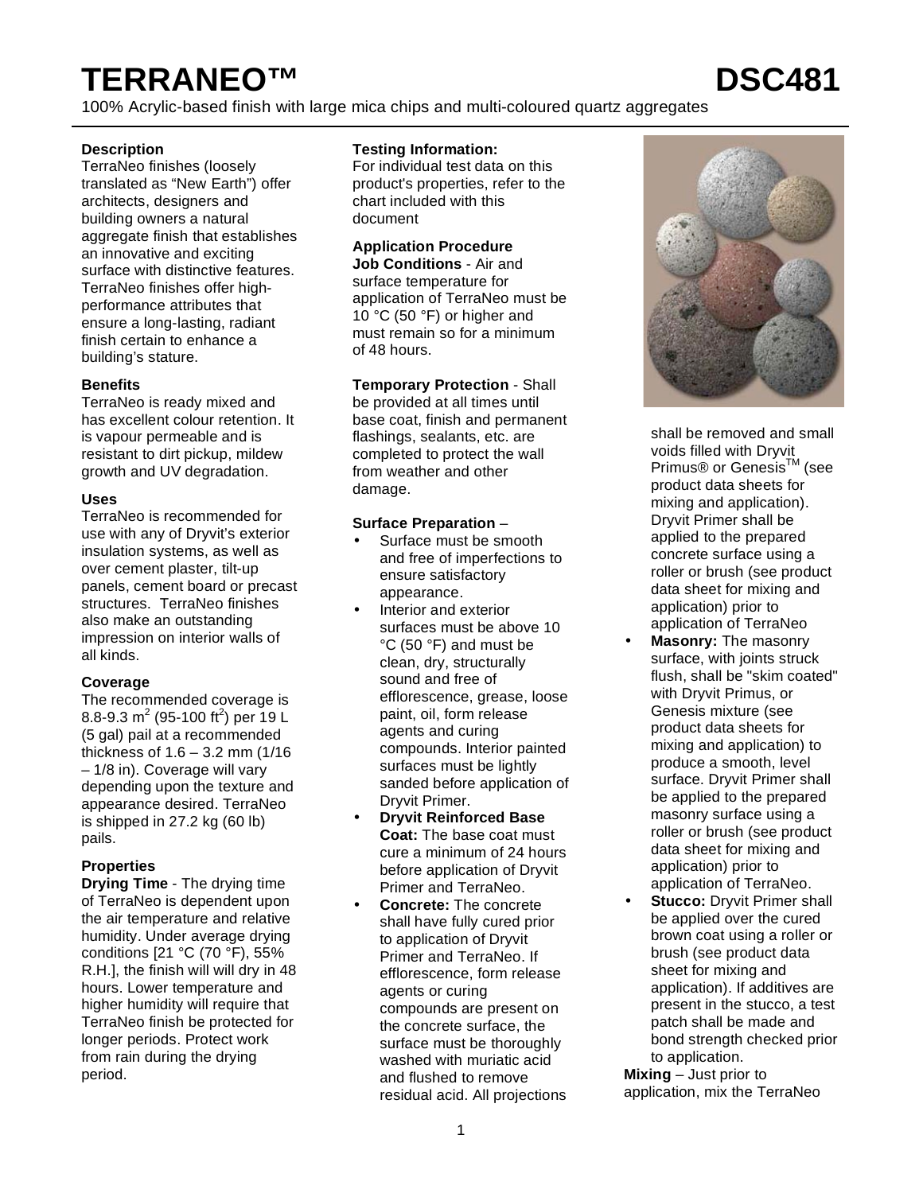# TERRANEO™ DSC481

100% Acrylic-based finish with large mica chips and multi-coloured quartz aggregates

### Description

TerraNeo finishes (loosely translated as "New Earth") offer architects, designers and building owners a natural aggregate finish that establishes an innovative and exciting surface with distinctive features. TerraNeo finishes offer high-performance attributes that ensure a long-lasting, radiant finish certain to enhance a building's stature.

### Benefits

TerraNeo is ready mixed and has excellent colour retention. It is vapour permeable and is resistant to dirt pickup, mildew growth and UV degradation.

### Uses

TerraNeo is recommended for use with any of Dryvit's exterior insulation systems, as well as over cement plaster, tilt-up panels, cement board or precast structures. TerraNeo finishes also make an outstanding impression on interior walls of all kinds.

### Coverage

The recommended coverage is 8.8-9.3 m$^2$ (95-100 ft$^2$) per 19 L (5 gal) pail at a recommended thickness of 1.6 – 3.2 mm (1/16 – 1/8 in). Coverage will vary depending upon the texture and appearance desired. TerraNeo is shipped in 27.2 kg (60 lb) pails.

### Properties

**Drying Time** - The drying time of TerraNeo is dependent upon the air temperature and relative humidity. Under average drying conditions [21 °C (70 °F), 55% R.H.], the finish will will dry in 48 hours. Lower temperature and higher humidity will require that TerraNeo finish be protected for longer periods. Protect work from rain during the drying period.

### Testing Information:

For individual test data on this product's properties, refer to the chart included with this document

### Application Procedure

**Job Conditions** - Air and surface temperature for application of TerraNeo must be 10 °C (50 °F) or higher and must remain so for a minimum of 48 hours.

**Temporary Protection** - Shall be provided at all times until base coat, finish and permanent flashings, sealants, etc. are completed to protect the wall from weather and other damage.

**Surface Preparation** –

- Surface must be smooth and free of imperfections to ensure satisfactory appearance.
- Interior and exterior surfaces must be above 10 °C (50 °F) and must be clean, dry, structurally sound and free of efflorescence, grease, loose paint, oil, form release agents and curing compounds. Interior painted surfaces must be lightly sanded before application of Dryvit Primer.
- **Dryvit Reinforced Base Coat:** The base coat must cure a minimum of 24 hours before application of Dryvit Primer and TerraNeo.
- **Concrete:** The concrete shall have fully cured prior to application of Dryvit Primer and TerraNeo. If efflorescence, form release agents or curing compounds are present on the concrete surface, the surface must be thoroughly washed with muriatic acid and flushed to remove residual acid. All projections shall be removed and small voids filled with Dryvit Primus® or Genesis™ (see product data sheets for mixing and application). Dryvit Primer shall be applied to the prepared concrete surface using a roller or brush (see product data sheet for mixing and application) prior to application of TerraNeo
- **Masonry:** The masonry surface, with joints struck flush, shall be "skim coated" with Dryvit Primus, or Genesis mixture (see product data sheets for mixing and application) to produce a smooth, level surface. Dryvit Primer shall be applied to the prepared masonry surface using a roller or brush (see product data sheet for mixing and application) prior to application of TerraNeo.
- **Stucco:** Dryvit Primer shall be applied over the cured brown coat using a roller or brush (see product data sheet for mixing and application). If additives are present in the stucco, a test patch shall be made and bond strength checked prior to application.

**Mixing** – Just prior to application, mix the TerraNeo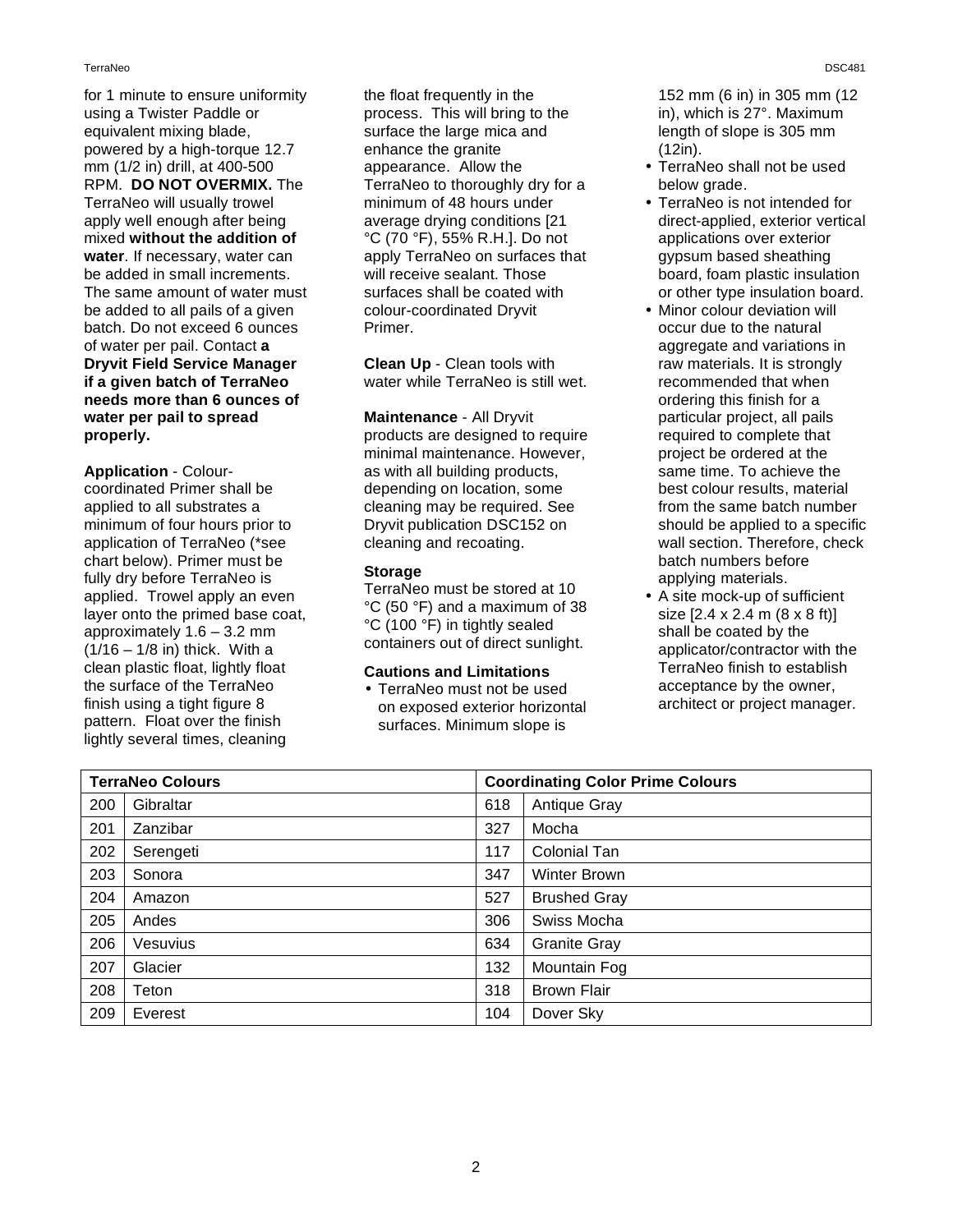for 1 minute to ensure uniformity using a Twister Paddle or equivalent mixing blade, powered by a high-torque 12.7 mm (1/2 in) drill, at 400-500 RPM. **DO NOT OVERMIX.** The TerraNeo will usually trowel apply well enough after being mixed **without the addition of water**. If necessary, water can be added in small increments. The same amount of water must be added to all pails of a given batch. Do not exceed 6 ounces of water per pail. Contact **a Dryvit Field Service Manager if a given batch of TerraNeo needs more than 6 ounces of water per pail to spread properly.**

**Application** - Colour-coordinated Primer shall be applied to all substrates a minimum of four hours prior to application of TerraNeo (*see chart below). Primer must be fully dry before TerraNeo is applied. Trowel apply an even layer onto the primed base coat, approximately 1.6 – 3.2 mm (1/16 – 1/8 in) thick. With a clean plastic float, lightly float the surface of the TerraNeo finish using a tight figure 8 pattern. Float over the finish lightly several times, cleaning the float frequently in the process. This will bring to the surface the large mica and enhance the granite appearance. Allow the TerraNeo to thoroughly dry for a minimum of 48 hours under average drying conditions [21 °C (70 °F), 55% R.H.]. Do not apply TerraNeo on surfaces that will receive sealant. Those surfaces shall be coated with colour-coordinated Dryvit Primer.

**Clean Up** - Clean tools with water while TerraNeo is still wet.

**Maintenance** - All Dryvit products are designed to require minimal maintenance. However, as with all building products, depending on location, some cleaning may be required. See Dryvit publication DSC152 on cleaning and recoating.

**Storage**

TerraNeo must be stored at 10 °C (50 °F) and a maximum of 38 °C (100 °F) in tightly sealed containers out of direct sunlight.

**Cautions and Limitations**

- TerraNeo must not be used on exposed exterior horizontal surfaces. Minimum slope is 152 mm (6 in) in 305 mm (12 in), which is 27°. Maximum length of slope is 305 mm (12in).
- TerraNeo shall not be used below grade.
- TerraNeo is not intended for direct-applied, exterior vertical applications over exterior gypsum based sheathing board, foam plastic insulation or other type insulation board.
- Minor colour deviation will occur due to the natural aggregate and variations in raw materials. It is strongly recommended that when ordering this finish for a particular project, all pails required to complete that project be ordered at the same time. To achieve the best colour results, material from the same batch number should be applied to a specific wall section. Therefore, check batch numbers before applying materials.
- A site mock-up of sufficient size [2.4 x 2.4 m (8 x 8 ft)] shall be coated by the applicator/contractor with the TerraNeo finish to establish acceptance by the owner, architect or project manager.

| TerraNeo Colours | | Coordinating Color Prime Colours | |
|---|---|---|---|
| 200 | Gibraltar | 618 | Antique Gray |
| 201 | Zanzibar | 327 | Mocha |
| 202 | Serengeti | 117 | Colonial Tan |
| 203 | Sonora | 347 | Winter Brown |
| 204 | Amazon | 527 | Brushed Gray |
| 205 | Andes | 306 | Swiss Mocha |
| 206 | Vesuvius | 634 | Granite Gray |
| 207 | Glacier | 132 | Mountain Fog |
| 208 | Teton | 318 | Brown Flair |
| 209 | Everest | 104 | Dover Sky |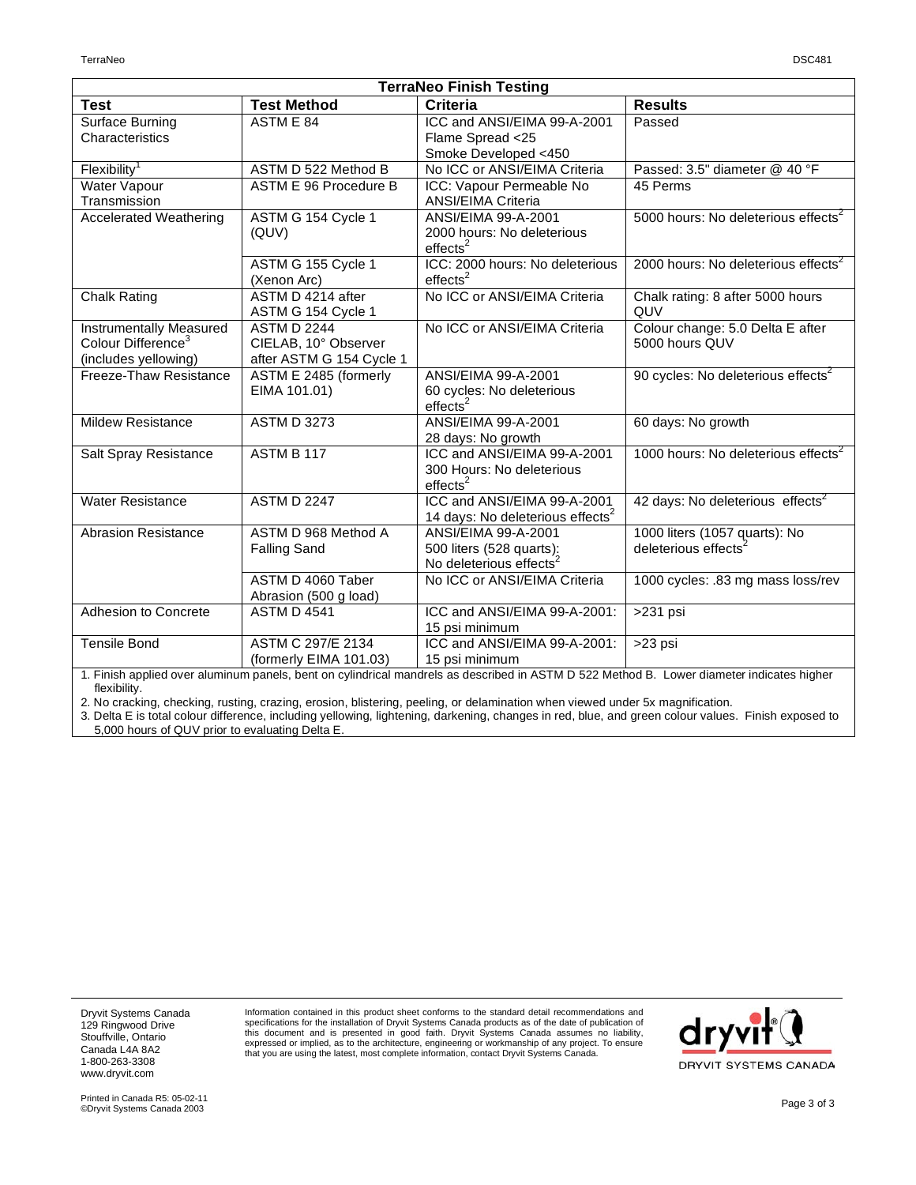| TerraNeo Finish Testing | | | |
|---|---|---|---|
| **Test** | **Test Method** | **Criteria** | **Results** |
| Surface Burning Characteristics | ASTM E 84 | ICC and ANSI/EIMA 99-A-2001 Flame Spread <25 Smoke Developed <450 | Passed |
| Flexibility[1] | ASTM D 522 Method B | No ICC or ANSI/EIMA Criteria | Passed: 3.5" diameter @ 40 °F |
| Water Vapour Transmission | ASTM E 96 Procedure B | ICC: Vapour Permeable No ANSI/EIMA Criteria | 45 Perms |
| Accelerated Weathering | ASTM G 154 Cycle 1 (QUV) | ANSI/EIMA 99-A-2001 2000 hours: No deleterious effects[2] | 5000 hours: No deleterious effects[2] |
| | ASTM G 155 Cycle 1 (Xenon Arc) | ICC: 2000 hours: No deleterious effects[2] | 2000 hours: No deleterious effects[2] |
| Chalk Rating | ASTM D 4214 after ASTM G 154 Cycle 1 | No ICC or ANSI/EIMA Criteria | Chalk rating: 8 after 5000 hours QUV |
| Instrumentally Measured Colour Difference[3] (includes yellowing) | ASTM D 2244 CIELAB, 10° Observer after ASTM G 154 Cycle 1 | No ICC or ANSI/EIMA Criteria | Colour change: 5.0 Delta E after 5000 hours QUV |
| Freeze-Thaw Resistance | ASTM E 2485 (formerly EIMA 101.01) | ANSI/EIMA 99-A-2001 60 cycles: No deleterious effects[2] | 90 cycles: No deleterious effects[2] |
| Mildew Resistance | ASTM D 3273 | ANSI/EIMA 99-A-2001 28 days: No growth | 60 days: No growth |
| Salt Spray Resistance | ASTM B 117 | ICC and ANSI/EIMA 99-A-2001 300 Hours: No deleterious effects[2] | 1000 hours: No deleterious effects[2] |
| Water Resistance | ASTM D 2247 | ICC and ANSI/EIMA 99-A-2001 14 days: No deleterious effects[2] | 42 days: No deleterious effects[2] |
| Abrasion Resistance | ASTM D 968 Method A Falling Sand | ANSI/EIMA 99-A-2001 500 liters (528 quarts): No deleterious effects[2] | 1000 liters (1057 quarts): No deleterious effects[2] |
| | ASTM D 4060 Taber Abrasion (500 g load) | No ICC or ANSI/EIMA Criteria | 1000 cycles: .83 mg mass loss/rev |
| Adhesion to Concrete | ASTM D 4541 | ICC and ANSI/EIMA 99-A-2001: 15 psi minimum | >231 psi |
| Tensile Bond | ASTM C 297/E 2134 (formerly EIMA 101.03) | ICC and ANSI/EIMA 99-A-2001: 15 psi minimum | >23 psi |

1. Finish applied over aluminum panels, bent on cylindrical mandrels as described in ASTM D 522 Method B. Lower diameter indicates higher flexibility.
2. No cracking, checking, rusting, crazing, erosion, blistering, peeling, or delamination when viewed under 5x magnification.
3. Delta E is total colour difference, including yellowing, lightening, darkening, changes in red, blue, and green colour values. Finish exposed to 5,000 hours of QUV prior to evaluating Delta E.

Dryvit Systems Canada
129 Ringwood Drive
Stouffville, Ontario
Canada L4A 8A2
1-800-263-3308
www.dryvit.com

Information contained in this product sheet conforms to the standard detail recommendations and specifications for the installation of Dryvit Systems Canada products as of the date of publication of this document and is presented in good faith. Dryvit Systems Canada assumes no liability, expressed or implied, as to the architecture, engineering or workmanship of any project. To ensure that you are using the latest, most complete information, contact Dryvit Systems Canada.

DRYVIT SYSTEMS CANADA

Printed in Canada R5: 05-02-11
©Dryvit Systems Canada 2003